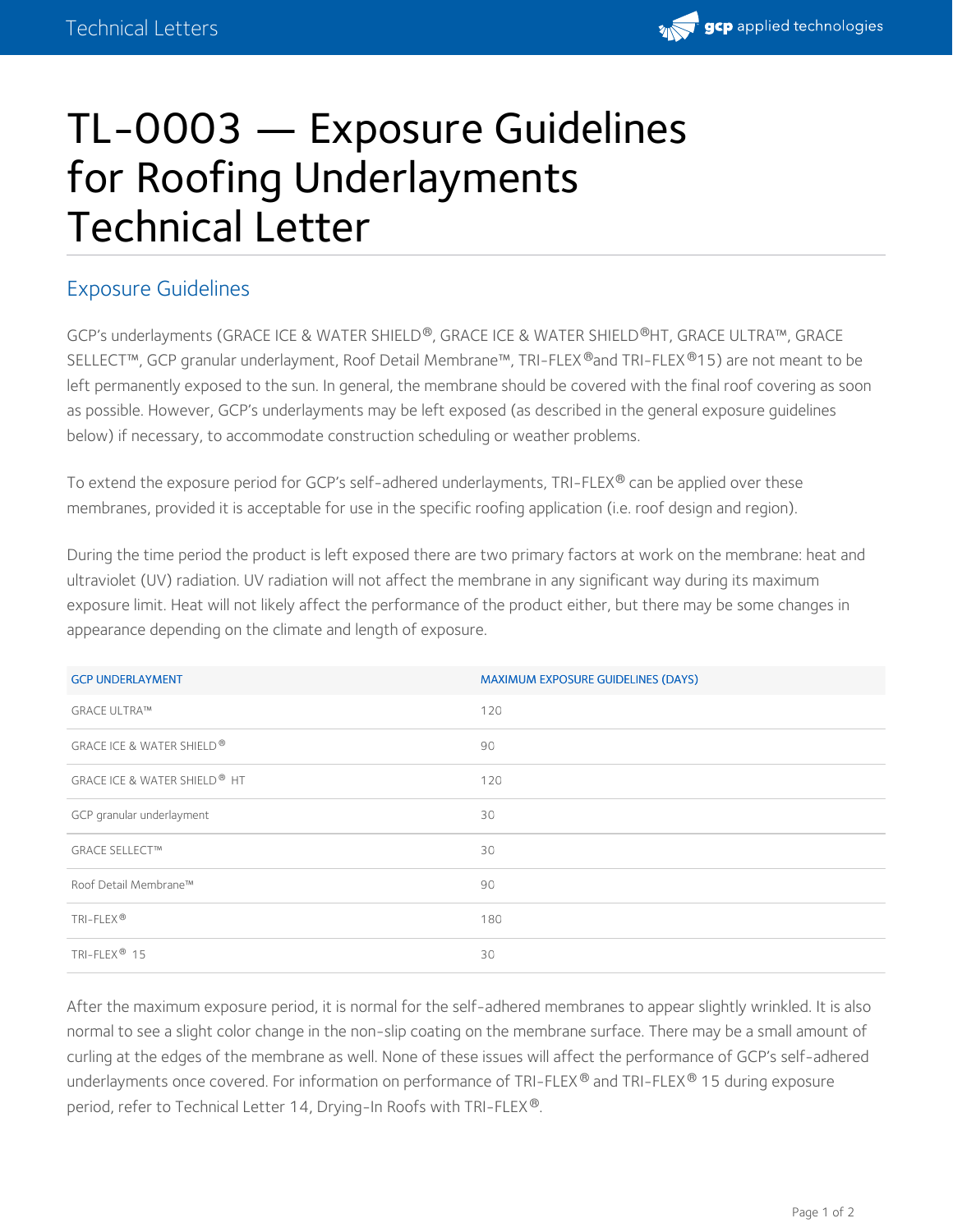# TL-0003 — Exposure Guidelines for Roofing Underlayments Technical Letter

## Exposure Guidelines

GCP's underlayments (GRACE ICE & WATER SHIELD®, GRACE ICE & WATER SHIELD®HT, GRACE ULTRA™, GRACE SELLECT™, GCP granular underlayment, Roof Detail Membrane™, TRI-FLEX®and TRI-FLEX®15) are not meant to be left permanently exposed to the sun. In general, the membrane should be covered with the final roof covering as soon as possible. However, GCP's underlayments may be left exposed (as described in the general exposure guidelines below) if necessary, to accommodate construction scheduling or weather problems.

To extend the exposure period for GCP's self-adhered underlayments, TRI-FLEX® can be applied over these membranes, provided it is acceptable for use in the specific roofing application (i.e. roof design and region).

During the time period the product is left exposed there are two primary factors at work on the membrane: heat and ultraviolet (UV) radiation. UV radiation will not affect the membrane in any significant way during its maximum exposure limit. Heat will not likely affect the performance of the product either, but there may be some changes in appearance depending on the climate and length of exposure.

| GCP UNDERLAYMENT | MAXIMUM EXPOSURE GUIDELINES (DAYS) |
| --- | --- |
| GRACE ULTRA™ | 120 |
| GRACE ICE & WATER SHIELD® | 90 |
| GRACE ICE & WATER SHIELD® HT | 120 |
| GCP granular underlayment | 30 |
| GRACE SELLECT™ | 30 |
| Roof Detail Membrane™ | 90 |
| TRI-FLEX® | 180 |
| TRI-FLEX® 15 | 30 |

After the maximum exposure period, it is normal for the self-adhered membranes to appear slightly wrinkled. It is also normal to see a slight color change in the non-slip coating on the membrane surface. There may be a small amount of curling at the edges of the membrane as well. None of these issues will affect the performance of GCP's self-adhered underlayments once covered. For information on performance of TRI-FLEX® and TRI-FLEX® 15 during exposure period, refer to Technical Letter 14, Drying-In Roofs with TRI-FLEX®.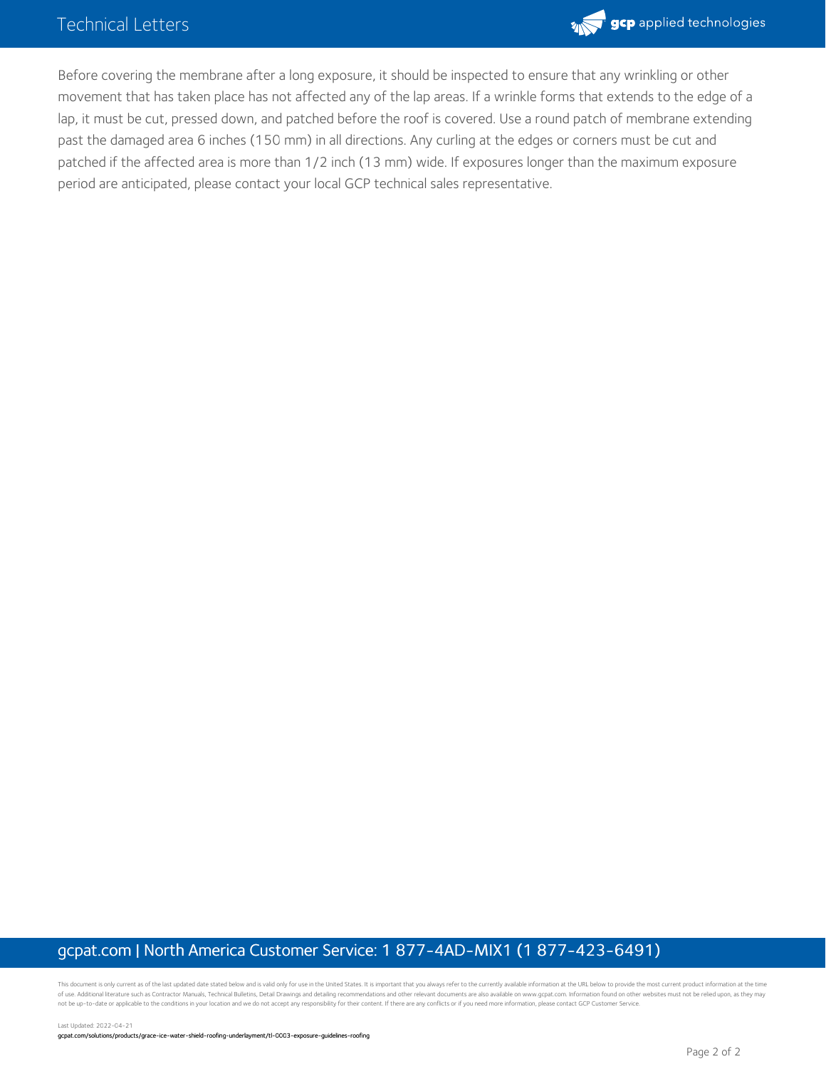Before covering the membrane after a long exposure, it should be inspected to ensure that any wrinkling or other movement that has taken place has not affected any of the lap areas. If a wrinkle forms that extends to the edge of a lap, it must be cut, pressed down, and patched before the roof is covered. Use a round patch of membrane extending past the damaged area 6 inches (150 mm) in all directions. Any curling at the edges or corners must be cut and patched if the affected area is more than 1/2 inch (13 mm) wide. If exposures longer than the maximum exposure period are anticipated, please contact your local GCP technical sales representative.

gcpat.com | North America Customer Service: 1 877-4AD-MIX1 (1 877-423-6491)

This document is only current as of the last updated date stated below and is valid only for use in the United States. It is important that you always refer to the currently available information at the URL below to provide the most current product information at the time of use. Additional literature such as Contractor Manuals, Technical Bulletins, Detail Drawings and detailing recommendations and other relevant documents are also available on www.gcpat.com. Information found on other websites must not be relied upon, as they may not be up-to-date or applicable to the conditions in your location and we do not accept any responsibility for their content. If there are any conflicts or if you need more information, please contact GCP Customer Service.

Last Updated: 2022-04-21

gcpat.com/solutions/products/grace-ice-water-shield-roofing-underlayment/tl-0003-exposure-guidelines-roofing